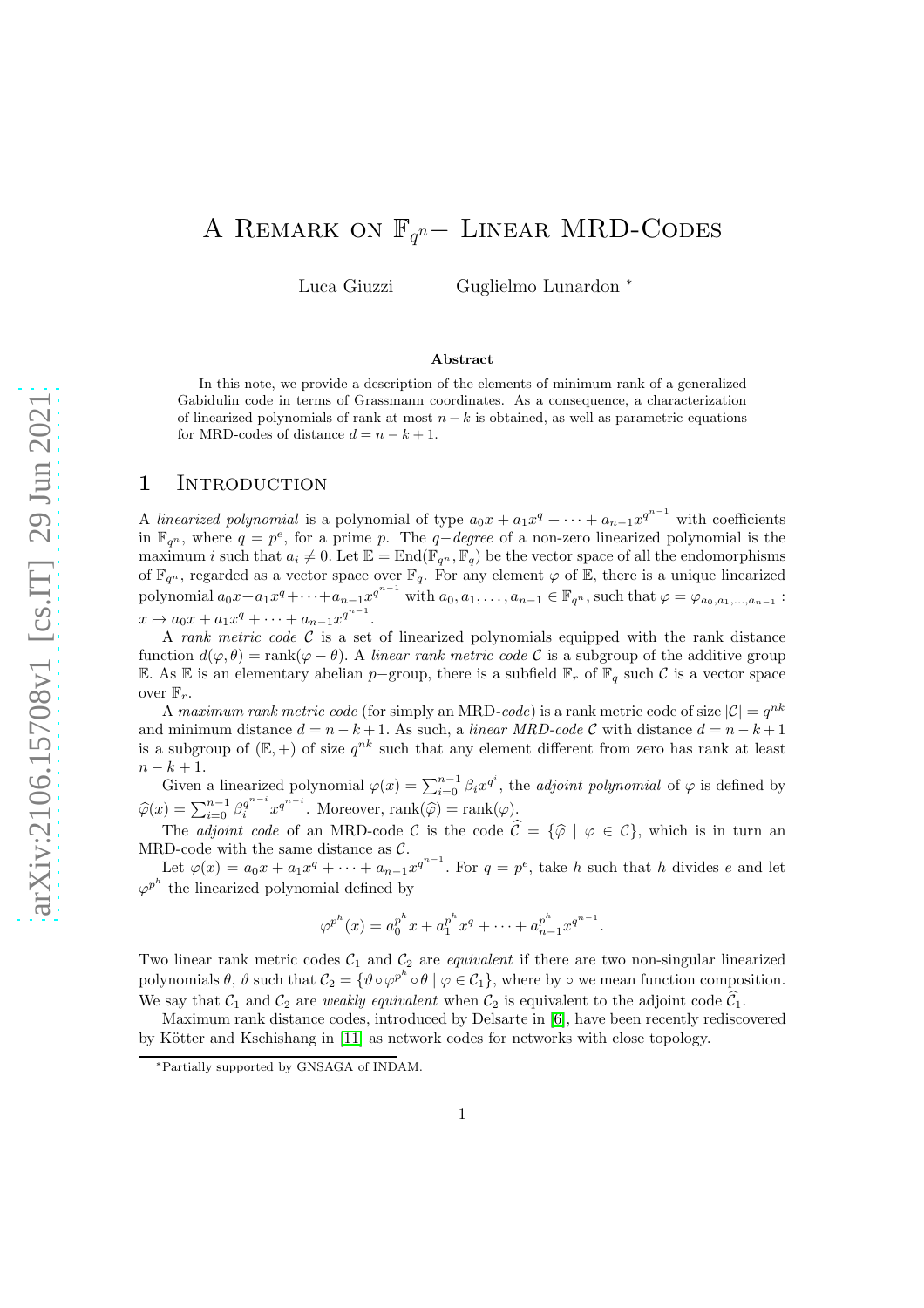# A Remark on $\mathbb{F}_{q^n}-$ Linear MRD-Codes

Luca Giuzzi Guglielmo Lunardon [*]

### Abstract

In this note, we provide a description of the elements of minimum rank of a generalized Gabidulin code in terms of Grassmann coordinates. As a consequence, a characterization of linearized polynomials of rank at most $n-k$ is obtained, as well as parametric equations for MRD-codes of distance $d = n-k+1$.

## 1 Introduction

A *linearized polynomial* is a polynomial of type $a_0x + a_1x^q + \cdots + a_{n-1}x^{q^{n-1}}$ with coefficients in $\mathbb{F}_{q^n}$, where $q = p^e$, for a prime $p$. The $q-$*degree* of a non-zero linearized polynomial is the maximum $i$ such that $a_i \neq 0$. Let $\mathbb{E} = \mathrm{End}(\mathbb{F}_{q^n}, \mathbb{F}_q)$ be the vector space of all the endomorphisms of $\mathbb{F}_{q^n}$, regarded as a vector space over $\mathbb{F}_q$. For any element $\varphi$ of $\mathbb{E}$, there is a unique linearized polynomial $a_0x+a_1x^q+\cdots+a_{n-1}x^{q^{n-1}}$ with $a_0, a_1, \ldots, a_{n-1} \in \mathbb{F}_{q^n}$, such that $\varphi = \varphi_{a_0,a_1,\ldots,a_{n-1}} : x \mapsto a_0x + a_1x^q + \cdots + a_{n-1}x^{q^{n-1}}$.

A *rank metric code* $\mathcal{C}$ is a set of linearized polynomials equipped with the rank distance function $d(\varphi, \theta) = \mathrm{rank}(\varphi - \theta)$. A *linear rank metric code* $\mathcal{C}$ is a subgroup of the additive group $\mathbb{E}$. As $\mathbb{E}$ is an elementary abelian $p-$group, there is a subfield $\mathbb{F}_r$ of $\mathbb{F}_q$ such $\mathcal{C}$ is a vector space over $\mathbb{F}_r$.

A *maximum rank metric code* (for simply an MRD-*code*) is a rank metric code of size $|\mathcal{C}| = q^{nk}$ and minimum distance $d = n-k+1$. As such, a *linear MRD-code* $\mathcal{C}$ with distance $d = n-k+1$ is a subgroup of $(\mathbb{E}, +)$ of size $q^{nk}$ such that any element different from zero has rank at least $n-k+1$.

Given a linearized polynomial $\varphi(x) = \sum_{i=0}^{n-1} \beta_i x^{q^i}$, the *adjoint polynomial* of $\varphi$ is defined by $\widehat{\varphi}(x) = \sum_{i=0}^{n-1} \beta_i^{q^{n-i}} x^{q^{n-i}}$. Moreover, $\mathrm{rank}(\widehat{\varphi}) = \mathrm{rank}(\varphi)$.

The *adjoint code* of an MRD-code $\mathcal{C}$ is the code $\widehat{\mathcal{C}} = \{\widehat{\varphi} \mid \varphi \in \mathcal{C}\}$, which is in turn an MRD-code with the same distance as $\mathcal{C}$.

Let $\varphi(x) = a_0x + a_1x^q + \cdots + a_{n-1}x^{q^{n-1}}$. For $q = p^e$, take $h$ such that $h$ divides $e$ and let $\varphi^{p^h}$ the linearized polynomial defined by

$$\varphi^{p^h}(x) = a_0^{p^h}x + a_1^{p^h}x^q + \cdots + a_{n-1}^{p^h}x^{q^{n-1}}.$$

Two linear rank metric codes $\mathcal{C}_1$ and $\mathcal{C}_2$ are *equivalent* if there are two non-singular linearized polynomials $\theta, \vartheta$ such that $\mathcal{C}_2 = \{\vartheta \circ \varphi^{p^h} \circ \theta \mid \varphi \in \mathcal{C}_1\}$, where by $\circ$ we mean function composition. We say that $\mathcal{C}_1$ and $\mathcal{C}_2$ are *weakly equivalent* when $\mathcal{C}_2$ is equivalent to the adjoint code $\widehat{\mathcal{C}}_1$.

Maximum rank distance codes, introduced by Delsarte in [6], have been recently rediscovered by Kötter and Kschishang in [11] as network codes for networks with close topology.

[*]Partially supported by GNSAGA of INDAM.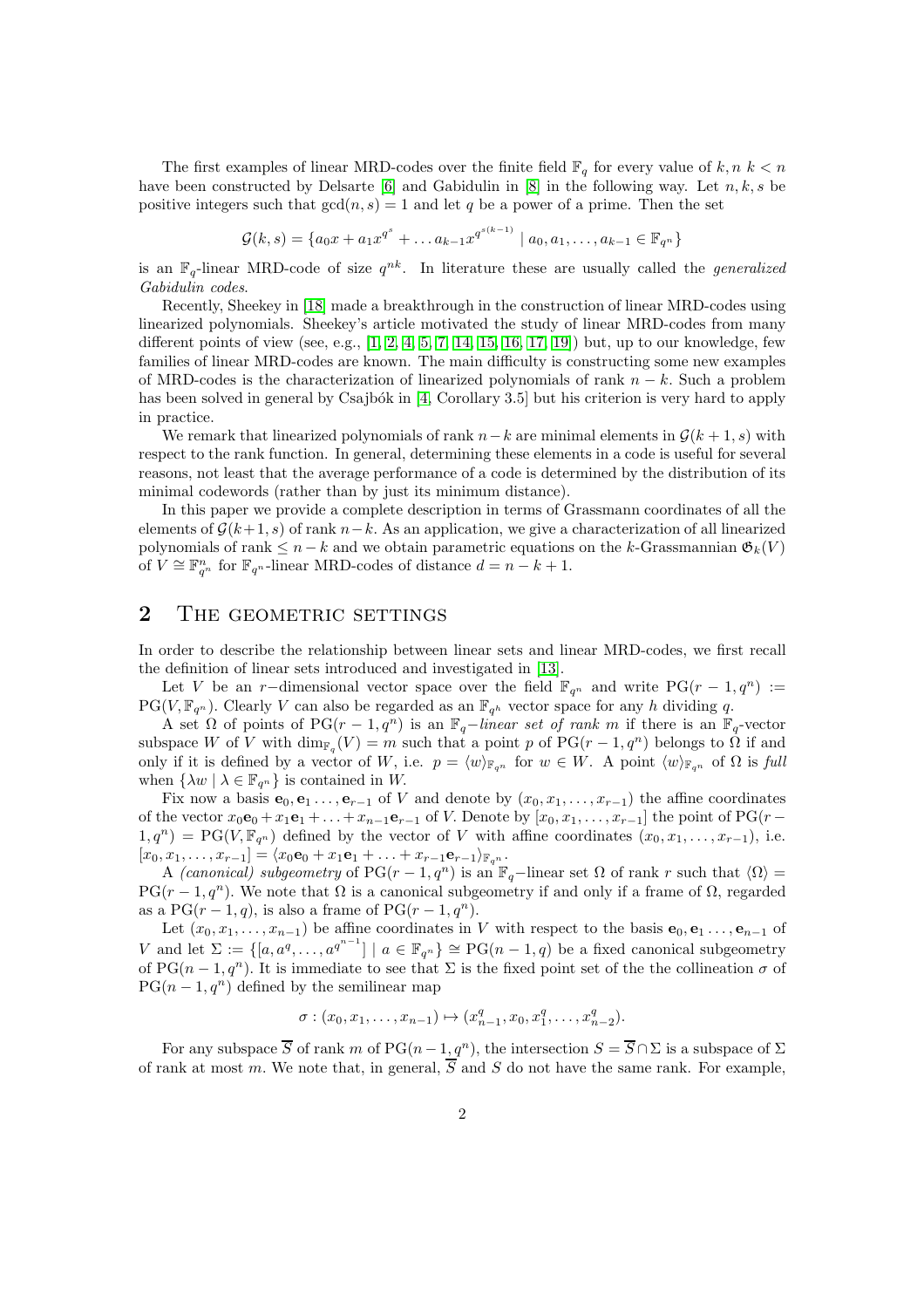The first examples of linear MRD-codes over the finite field $\mathbb{F}_q$ for every value of $k, n$ $k < n$ have been constructed by Delsarte [6] and Gabidulin in [8] in the following way. Let $n, k, s$ be positive integers such that $\gcd(n, s) = 1$ and let $q$ be a power of a prime. Then the set

$$\mathcal{G}(k, s) = \{a_0 x + a_1 x^{q^s} + \ldots a_{k-1} x^{q^{s(k-1)}} \mid a_0, a_1, \ldots, a_{k-1} \in \mathbb{F}_{q^n}\}$$

is an $\mathbb{F}_q$-linear MRD-code of size $q^{nk}$. In literature these are usually called the *generalized Gabidulin codes*.

Recently, Sheekey in [18] made a breakthrough in the construction of linear MRD-codes using linearized polynomials. Sheekey's article motivated the study of linear MRD-codes from many different points of view (see, e.g., [1, 2, 4, 5, 7, 14, 15, 16, 17, 19]) but, up to our knowledge, few families of linear MRD-codes are known. The main difficulty is constructing some new examples of MRD-codes is the characterization of linearized polynomials of rank $n - k$. Such a problem has been solved in general by Csajbók in [4, Corollary 3.5] but his criterion is very hard to apply in practice.

We remark that linearized polynomials of rank $n-k$ are minimal elements in $\mathcal{G}(k+1, s)$ with respect to the rank function. In general, determining these elements in a code is useful for several reasons, not least that the average performance of a code is determined by the distribution of its minimal codewords (rather than by just its minimum distance).

In this paper we provide a complete description in terms of Grassmann coordinates of all the elements of $\mathcal{G}(k+1, s)$ of rank $n-k$. As an application, we give a characterization of all linearized polynomials of rank $\leq n - k$ and we obtain parametric equations on the $k$-Grassmannian $\mathfrak{G}_k(V)$ of $V \cong \mathbb{F}_{q^n}^n$ for $\mathbb{F}_{q^n}$-linear MRD-codes of distance $d = n - k + 1$.

## 2 The geometric settings

In order to describe the relationship between linear sets and linear MRD-codes, we first recall the definition of linear sets introduced and investigated in [13].

Let $V$ be an $r$−dimensional vector space over the field $\mathbb{F}_{q^n}$ and write $\mathrm{PG}(r-1, q^n) := \mathrm{PG}(V, \mathbb{F}_{q^n})$. Clearly $V$ can also be regarded as an $\mathbb{F}_{q^h}$ vector space for any $h$ dividing $q$.

A set $\Omega$ of points of $\mathrm{PG}(r-1, q^n)$ is an $\mathbb{F}_q$*−linear set of rank* $m$ if there is an $\mathbb{F}_q$-vector subspace $W$ of $V$ with $\dim_{\mathbb{F}_q}(V) = m$ such that a point $p$ of $\mathrm{PG}(r-1, q^n)$ belongs to $\Omega$ if and only if it is defined by a vector of $W$, i.e. $p = \langle w \rangle_{\mathbb{F}_{q^n}}$ for $w \in W$. A point $\langle w \rangle_{\mathbb{F}_{q^n}}$ of $\Omega$ is *full* when $\{\lambda w \mid \lambda \in \mathbb{F}_{q^n}\}$ is contained in $W$.

Fix now a basis $\mathbf{e}_0, \mathbf{e}_1 \ldots, \mathbf{e}_{r-1}$ of $V$ and denote by $(x_0, x_1, \ldots, x_{r-1})$ the affine coordinates of the vector $x_0\mathbf{e}_0 + x_1\mathbf{e}_1 + \ldots + x_{n-1}\mathbf{e}_{r-1}$ of $V$. Denote by $[x_0, x_1, \ldots, x_{r-1}]$ the point of $\mathrm{PG}(r-1, q^n) = \mathrm{PG}(V, \mathbb{F}_{q^n})$ defined by the vector of $V$ with affine coordinates $(x_0, x_1, \ldots, x_{r-1})$, i.e. $[x_0, x_1, \ldots, x_{r-1}] = \langle x_0\mathbf{e}_0 + x_1\mathbf{e}_1 + \ldots + x_{r-1}\mathbf{e}_{r-1}\rangle_{\mathbb{F}_{q^n}}$.

A *(canonical) subgeometry* of $\mathrm{PG}(r-1, q^n)$ is an $\mathbb{F}_q$−linear set $\Omega$ of rank $r$ such that $\langle \Omega \rangle = \mathrm{PG}(r-1, q^n)$. We note that $\Omega$ is a canonical subgeometry if and only if a frame of $\Omega$, regarded as a $\mathrm{PG}(r-1, q)$, is also a frame of $\mathrm{PG}(r-1, q^n)$.

Let $(x_0, x_1, \ldots, x_{n-1})$ be affine coordinates in $V$ with respect to the basis $\mathbf{e}_0, \mathbf{e}_1 \ldots, \mathbf{e}_{n-1}$ of $V$ and let $\Sigma := \{[a, a^q, \ldots, a^{q^{n-1}}] \mid a \in \mathbb{F}_{q^n}\} \cong \mathrm{PG}(n-1, q)$ be a fixed canonical subgeometry of $\mathrm{PG}(n-1, q^n)$. It is immediate to see that $\Sigma$ is the fixed point set of the the collineation $\sigma$ of $\mathrm{PG}(n-1, q^n)$ defined by the semilinear map

$$\sigma : (x_0, x_1, \ldots, x_{n-1}) \mapsto (x_{n-1}^q, x_0, x_1^q, \ldots, x_{n-2}^q).$$

For any subspace $\overline{S}$ of rank $m$ of $\mathrm{PG}(n-1, q^n)$, the intersection $S = \overline{S} \cap \Sigma$ is a subspace of $\Sigma$ of rank at most $m$. We note that, in general, $\overline{S}$ and $S$ do not have the same rank. For example,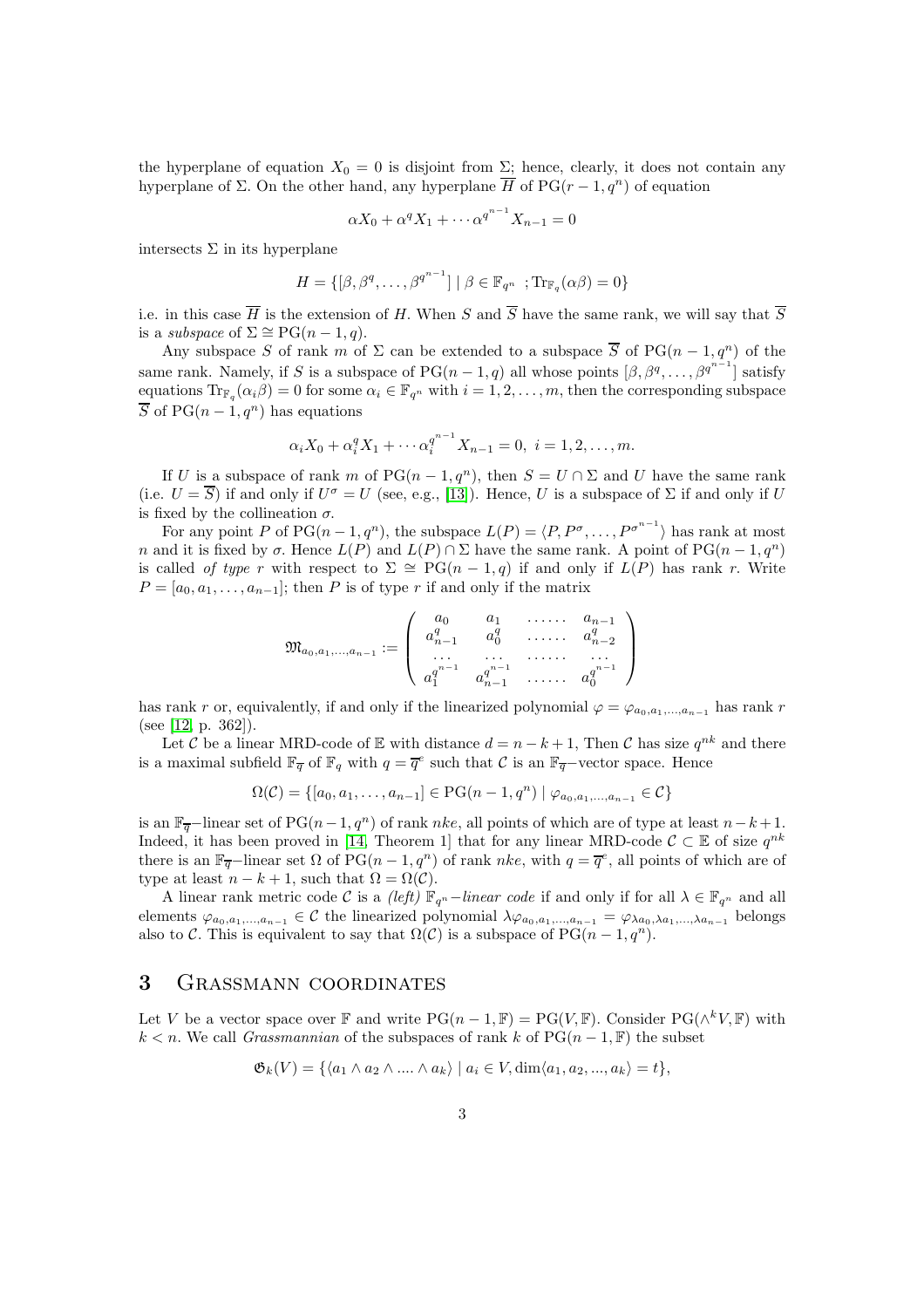the hyperplane of equation $X_0 = 0$ is disjoint from $\Sigma$; hence, clearly, it does not contain any hyperplane of $\Sigma$. On the other hand, any hyperplane $\overline{H}$ of $\mathrm{PG}(r-1, q^n)$ of equation

$$\alpha X_0 + \alpha^q X_1 + \cdots \alpha^{q^{n-1}} X_{n-1} = 0$$

intersects $\Sigma$ in its hyperplane

$$H = \{[\beta, \beta^q, \ldots, \beta^{q^{n-1}}] \mid \beta \in \mathbb{F}_{q^n} \;; \mathrm{Tr}_{\mathbb{F}_q}(\alpha\beta) = 0\}$$

i.e. in this case $\overline{H}$ is the extension of $H$. When $S$ and $\overline{S}$ have the same rank, we will say that $\overline{S}$ is a *subspace* of $\Sigma \cong \mathrm{PG}(n-1, q)$.

Any subspace $S$ of rank $m$ of $\Sigma$ can be extended to a subspace $\overline{S}$ of $\mathrm{PG}(n-1, q^n)$ of the same rank. Namely, if $S$ is a subspace of $\mathrm{PG}(n-1, q)$ all whose points $[\beta, \beta^q, \ldots, \beta^{q^{n-1}}]$ satisfy equations $\mathrm{Tr}_{\mathbb{F}_q}(\alpha_i \beta) = 0$ for some $\alpha_i \in \mathbb{F}_{q^n}$ with $i = 1, 2, \ldots, m$, then the corresponding subspace $\overline{S}$ of $\mathrm{PG}(n-1, q^n)$ has equations

$$\alpha_i X_0 + \alpha_i^q X_1 + \cdots \alpha_i^{q^{n-1}} X_{n-1} = 0, \; i = 1, 2, \ldots, m.$$

If $U$ is a subspace of rank $m$ of $\mathrm{PG}(n-1, q^n)$, then $S = U \cap \Sigma$ and $U$ have the same rank (i.e. $U = \overline{S}$) if and only if $U^\sigma = U$ (see, e.g., [13]). Hence, $U$ is a subspace of $\Sigma$ if and only if $U$ is fixed by the collineation $\sigma$.

For any point $P$ of $\mathrm{PG}(n-1, q^n)$, the subspace $L(P) = \langle P, P^\sigma, \ldots, P^{\sigma^{n-1}} \rangle$ has rank at most $n$ and it is fixed by $\sigma$. Hence $L(P)$ and $L(P) \cap \Sigma$ have the same rank. A point of $\mathrm{PG}(n-1, q^n)$ is called *of type* $r$ with respect to $\Sigma \cong \mathrm{PG}(n-1, q)$ if and only if $L(P)$ has rank $r$. Write $P = [a_0, a_1, \ldots, a_{n-1}]$; then $P$ is of type $r$ if and only if the matrix

$$\mathfrak{M}_{a_0, a_1, \ldots, a_{n-1}} := \begin{pmatrix} a_0 & a_1 & \ldots\ldots & a_{n-1} \\ a_{n-1}^q & a_0^q & \ldots\ldots & a_{n-2}^q \\ \ldots & \ldots & \ldots\ldots & \ldots \\ a_1^{q^{n-1}} & a_{n-1}^{q^{n-1}} & \ldots\ldots & a_0^{q^{n-1}} \end{pmatrix}$$

has rank $r$ or, equivalently, if and only if the linearized polynomial $\varphi = \varphi_{a_0, a_1, \ldots, a_{n-1}}$ has rank $r$ (see [12, p. 362]).

Let $\mathcal{C}$ be a linear MRD-code of $\mathbb{E}$ with distance $d = n - k + 1$, Then $\mathcal{C}$ has size $q^{nk}$ and there is a maximal subfield $\mathbb{F}_{\overline{q}}$ of $\mathbb{F}_q$ with $q = \overline{q}^e$ such that $\mathcal{C}$ is an $\mathbb{F}_{\overline{q}}$–vector space. Hence

$$\Omega(\mathcal{C}) = \{[a_0, a_1, \ldots, a_{n-1}] \in \mathrm{PG}(n-1, q^n) \mid \varphi_{a_0, a_1, \ldots, a_{n-1}} \in \mathcal{C}\}$$

is an $\mathbb{F}_{\overline{q}}$–linear set of $\mathrm{PG}(n-1, q^n)$ of rank $nke$, all points of which are of type at least $n-k+1$. Indeed, it has been proved in [14, Theorem 1] that for any linear MRD-code $\mathcal{C} \subset \mathbb{E}$ of size $q^{nk}$ there is an $\mathbb{F}_{\overline{q}}$–linear set $\Omega$ of $\mathrm{PG}(n-1, q^n)$ of rank $nke$, with $q = \overline{q}^e$, all points of which are of type at least $n - k + 1$, such that $\Omega = \Omega(\mathcal{C})$.

A linear rank metric code $\mathcal{C}$ is a *(left)* $\mathbb{F}_{q^n}$*–linear code* if and only if for all $\lambda \in \mathbb{F}_{q^n}$ and all elements $\varphi_{a_0, a_1, \ldots, a_{n-1}} \in \mathcal{C}$ the linearized polynomial $\lambda \varphi_{a_0, a_1, \ldots, a_{n-1}} = \varphi_{\lambda a_0, \lambda a_1, \ldots, \lambda a_{n-1}}$ belongs also to $\mathcal{C}$. This is equivalent to say that $\Omega(\mathcal{C})$ is a subspace of $\mathrm{PG}(n-1, q^n)$.

## 3 Grassmann coordinates

Let $V$ be a vector space over $\mathbb{F}$ and write $\mathrm{PG}(n-1, \mathbb{F}) = \mathrm{PG}(V, \mathbb{F})$. Consider $\mathrm{PG}(\wedge^k V, \mathbb{F})$ with $k < n$. We call *Grassmannian* of the subspaces of rank $k$ of $\mathrm{PG}(n-1, \mathbb{F})$ the subset

$$\mathfrak{G}_k(V) = \{\langle a_1 \wedge a_2 \wedge \ldots . \wedge a_k \rangle \mid a_i \in V, \dim\langle a_1, a_2, ..., a_k \rangle = t\},$$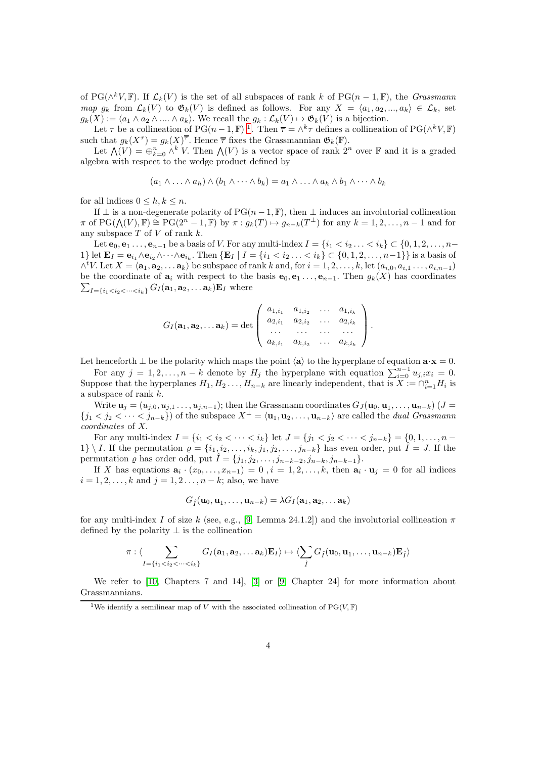of $\mathrm{PG}(\wedge^k V, \mathbb{F})$. If $\mathcal{L}_k(V)$ is the set of all subspaces of rank $k$ of $\mathrm{PG}(n-1,\mathbb{F})$, the *Grassmann map* $g_k$ from $\mathcal{L}_k(V)$ to $\mathfrak{G}_k(V)$ is defined as follows. For any $X = \langle a_1, a_2, ..., a_k\rangle \in \mathcal{L}_k$, set $g_k(X) := \langle a_1 \wedge a_2 \wedge .... \wedge a_k\rangle$. We recall the $g_k : \mathcal{L}_k(V) \mapsto \mathfrak{G}_k(V)$ is a bijection.

Let $\tau$ be a collineation of $\mathrm{PG}(n-1,\mathbb{F})$ [1]. Then $\overline{\tau} = \wedge^k \tau$ defines a collineation of $\mathrm{PG}(\wedge^k V, \mathbb{F})$ such that $g_k(X^\tau) = g_k(X)^{\overline{\tau}}$. Hence $\overline{\tau}$ fixes the Grassmannian $\mathfrak{G}_k(\mathbb{F})$.

Let $\bigwedge(V) = \oplus_{k=0}^n \wedge^k V$. Then $\bigwedge(V)$ is a vector space of rank $2^n$ over $\mathbb{F}$ and it is a graded algebra with respect to the wedge product defined by

$$(a_1 \wedge \ldots \wedge a_h) \wedge (b_1 \wedge \cdots \wedge b_k) = a_1 \wedge \ldots \wedge a_h \wedge b_1 \wedge \cdots \wedge b_k$$

for all indices $0 \le h, k \le n$.

If $\perp$ is a non-degenerate polarity of $\mathrm{PG}(n-1,\mathbb{F})$, then $\perp$ induces an involutorial collineation $\pi$ of $\mathrm{PG}(\bigwedge(V),\mathbb{F}) \cong \mathrm{PG}(2^n-1,\mathbb{F})$ by $\pi : g_k(T) \mapsto g_{n-k}(T^\perp)$ for any $k = 1, 2, \ldots, n-1$ and for any subspace $T$ of $V$ of rank $k$.

Let $\mathbf{e}_0, \mathbf{e}_1 \ldots, \mathbf{e}_{n-1}$ be a basis of $V$. For any multi-index $I = \{i_1 < i_2 \ldots < i_k\} \subset \{0, 1, 2, \ldots, n-1\}$ let $\mathbf{E}_I = \mathbf{e}_{i_1} \wedge \mathbf{e}_{i_2} \wedge \cdots \wedge \mathbf{e}_{i_k}$. Then $\{\mathbf{E}_I \mid I = \{i_1 < i_2 \ldots < i_k\} \subset \{0, 1, 2, \ldots, n-1\}\}$ is a basis of $\wedge^t V$. Let $X = \langle \mathbf{a}_1, \mathbf{a}_2, \ldots \mathbf{a}_k\rangle$ be subspace of rank $k$ and, for $i = 1, 2, \ldots, k$, let $(a_{i,0}, a_{i,1} \ldots, a_{i,n-1})$ be the coordinate of $\mathbf{a}_i$ with respect to the basis $\mathbf{e}_0, \mathbf{e}_1 \ldots, \mathbf{e}_{n-1}$. Then $g_k(X)$ has coordinates $\sum_{I=\{i_1<i_2<\cdots<i_k\}} G_I(\mathbf{a}_1, \mathbf{a}_2, \ldots \mathbf{a}_k)\mathbf{E}_I$ where

$$G_I(\mathbf{a}_1, \mathbf{a}_2, \ldots \mathbf{a}_k) = \det \begin{pmatrix} a_{1,i_1} & a_{1,i_2} & \ldots & a_{1,i_k} \\ a_{2,i_1} & a_{2,i_2} & \ldots & a_{2,i_k} \\ \ldots & \ldots & \ldots & \ldots \\ a_{k,i_1} & a_{k,i_2} & \ldots & a_{k,i_k} \end{pmatrix}.$$

Let henceforth $\perp$ be the polarity which maps the point $\langle \mathbf{a}\rangle$ to the hyperplane of equation $\mathbf{a}\cdot\mathbf{x} = 0$.

For any $j = 1, 2, \ldots, n-k$ denote by $H_j$ the hyperplane with equation $\sum_{i=0}^{n-1} u_{j,i} x_i = 0$. Suppose that the hyperplanes $H_1, H_2 \ldots, H_{n-k}$ are linearly independent, that is $X := \cap_{i=1}^n H_i$ is a subspace of rank $k$.

Write $\mathbf{u}_j = (u_{j,0}, u_{j,1} \ldots, u_{j,n-1})$; then the Grassmann coordinates $G_J(\mathbf{u}_0, \mathbf{u}_1, \ldots, \mathbf{u}_{n-k})$ ($J = \{j_1 < j_2 < \cdots < j_{n-k}\}$) of the subspace $X^\perp = \langle \mathbf{u}_1, \mathbf{u}_2, \ldots, \mathbf{u}_{n-k}\rangle$ are called the *dual Grassmann coordinates* of $X$.

For any multi-index $I = \{i_1 < i_2 < \cdots < i_k\}$ let $J = \{j_1 < j_2 < \cdots < j_{n-k}\} = \{0, 1, \ldots, n-1\} \setminus I$. If the permutation $\varrho = \{i_1, i_2, \ldots, i_k, j_1, j_2, \ldots, j_{n-k}\}$ has even order, put $\hat{I} = J$. If the permutation $\varrho$ has order odd, put $\hat{I} = \{j_1, j_2, \ldots, j_{n-k-2}, j_{n-k}, j_{n-k-1}\}$.

If $X$ has equations $\mathbf{a}_i \cdot (x_0, \ldots, x_{n-1}) = 0$, $i = 1, 2, \ldots, k$, then $\mathbf{a}_i \cdot \mathbf{u}_j = 0$ for all indices $i = 1, 2, \ldots, k$ and $j = 1, 2 \ldots, n-k$; also, we have

$$G_{\hat{I}}(\mathbf{u}_0, \mathbf{u}_1, \ldots, \mathbf{u}_{n-k}) = \lambda G_I(\mathbf{a}_1, \mathbf{a}_2, \ldots \mathbf{a}_k)$$

for any multi-index $I$ of size $k$ (see, e.g., [9, Lemma 24.1.2]) and the involutorial collineation $\pi$ defined by the polarity $\perp$ is the collineation

$$\pi : \langle \sum_{I=\{i_1<i_2<\cdots<i_k\}} G_I(\mathbf{a}_1, \mathbf{a}_2, \ldots \mathbf{a}_k)\mathbf{E}_I\rangle \mapsto \langle \sum_{\hat{I}} G_{\hat{I}}(\mathbf{u}_0, \mathbf{u}_1, \ldots, \mathbf{u}_{n-k})\mathbf{E}_{\hat{I}}\rangle$$

We refer to [10, Chapters 7 and 14], [3] or [9, Chapter 24] for more information about Grassmannians.

[1] We identify a semilinear map of $V$ with the associated collineation of $\mathrm{PG}(V,\mathbb{F})$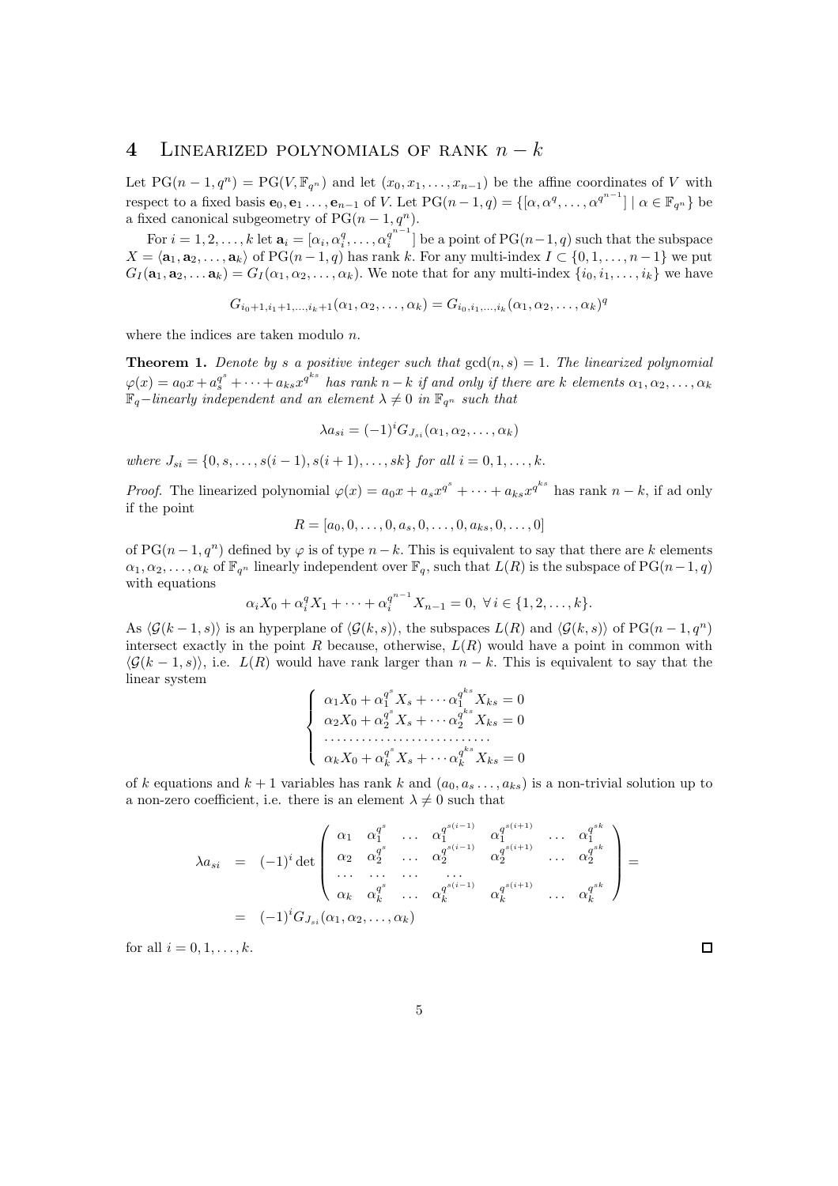## 4 Linearized polynomials of rank $n-k$

Let $\mathrm{PG}(n-1,q^n)=\mathrm{PG}(V,\mathbb{F}_{q^n})$ and let $(x_0,x_1,\dots,x_{n-1})$ be the affine coordinates of $V$ with respect to a fixed basis $\mathbf{e}_0,\mathbf{e}_1\dots,\mathbf{e}_{n-1}$ of $V$. Let $\mathrm{PG}(n-1,q)=\{[\alpha,\alpha^q,\dots,\alpha^{q^{n-1}}]\mid \alpha\in\mathbb{F}_{q^n}\}$ be a fixed canonical subgeometry of $\mathrm{PG}(n-1,q^n)$.

For $i=1,2,\dots,k$ let $\mathbf{a}_i=[\alpha_i,\alpha_i^q,\dots,\alpha_i^{q^{n-1}}]$ be a point of $\mathrm{PG}(n-1,q)$ such that the subspace $X=\langle\mathbf{a}_1,\mathbf{a}_2,\dots,\mathbf{a}_k\rangle$ of $\mathrm{PG}(n-1,q)$ has rank $k$. For any multi-index $I\subset\{0,1,\dots,n-1\}$ we put $G_I(\mathbf{a}_1,\mathbf{a}_2,\dots\mathbf{a}_k)=G_I(\alpha_1,\alpha_2,\dots,\alpha_k)$. We note that for any multi-index $\{i_0,i_1,\dots,i_k\}$ we have

$$G_{i_0+1,i_1+1,\dots,i_k+1}(\alpha_1,\alpha_2,\dots,\alpha_k)=G_{i_0,i_1,\dots,i_k}(\alpha_1,\alpha_2,\dots,\alpha_k)^q$$

where the indices are taken modulo $n$.

**Theorem 1.** *Denote by $s$ a positive integer such that $\gcd(n,s)=1$. The linearized polynomial $\varphi(x)=a_0x+a_s^{q^s}+\dots+a_{ks}x^{q^{ks}}$ has rank $n-k$ if and only if there are $k$ elements $\alpha_1,\alpha_2,\dots,\alpha_k$ $\mathbb{F}_q$−linearly independent and an element $\lambda\neq 0$ in $\mathbb{F}_{q^n}$ such that*

$$\lambda a_{si}=(-1)^iG_{J_{si}}(\alpha_1,\alpha_2,\dots,\alpha_k)$$

*where $J_{si}=\{0,s,\dots,s(i-1),s(i+1),\dots,sk\}$ for all $i=0,1,\dots,k$.*

*Proof.* The linearized polynomial $\varphi(x)=a_0x+a_sx^{q^s}+\dots+a_{ks}x^{q^{ks}}$ has rank $n-k$, if ad only if the point

$$R=[a_0,0,\dots,0,a_s,0,\dots,0,a_{ks},0,\dots,0]$$

of $\mathrm{PG}(n-1,q^n)$ defined by $\varphi$ is of type $n-k$. This is equivalent to say that there are $k$ elements $\alpha_1,\alpha_2,\dots,\alpha_k$ of $\mathbb{F}_{q^n}$ linearly independent over $\mathbb{F}_q$, such that $L(R)$ is the subspace of $\mathrm{PG}(n-1,q)$ with equations

$$\alpha_iX_0+\alpha_i^qX_1+\dots+\alpha_i^{q^{n-1}}X_{n-1}=0,\ \forall\, i\in\{1,2,\dots,k\}.$$

As $\langle\mathcal{G}(k-1,s)\rangle$ is an hyperplane of $\langle\mathcal{G}(k,s)\rangle$, the subspaces $L(R)$ and $\langle\mathcal{G}(k,s)\rangle$ of $\mathrm{PG}(n-1,q^n)$ intersect exactly in the point $R$ because, otherwise, $L(R)$ would have a point in common with $\langle\mathcal{G}(k-1,s)\rangle$, i.e. $L(R)$ would have rank larger than $n-k$. This is equivalent to say that the linear system

$$\begin{cases}\alpha_1X_0+\alpha_1^{q^s}X_s+\cdots\alpha_1^{q^{ks}}X_{ks}=0\\ \alpha_2X_0+\alpha_2^{q^s}X_s+\cdots\alpha_2^{q^{ks}}X_{ks}=0\\ \cdots\cdots\cdots\cdots\cdots\cdots\cdots\cdots\cdots\\ \alpha_kX_0+\alpha_k^{q^s}X_s+\cdots\alpha_k^{q^{ks}}X_{ks}=0\end{cases}$$

of $k$ equations and $k+1$ variables has rank $k$ and $(a_0,a_s\dots,a_{ks})$ is a non-trivial solution up to a non-zero coefficient, i.e. there is an element $\lambda\neq0$ such that

$$\begin{aligned}\lambda a_{si} &= (-1)^i\det\begin{pmatrix}\alpha_1 & \alpha_1^{q^s} & \dots & \alpha_1^{q^{s(i-1)}} & \alpha_1^{q^{s(i+1)}} & \dots & \alpha_1^{q^{sk}}\\ \alpha_2 & \alpha_2^{q^s} & \dots & \alpha_2^{q^{s(i-1)}} & \alpha_2^{q^{s(i+1)}} & \dots & \alpha_2^{q^{sk}}\\ \dots & \dots & \dots & \dots & & & \\ \alpha_k & \alpha_k^{q^s} & \dots & \alpha_k^{q^{s(i-1)}} & \alpha_k^{q^{s(i+1)}} & \dots & \alpha_k^{q^{sk}}\end{pmatrix}=\\ &= (-1)^iG_{J_{si}}(\alpha_1,\alpha_2,\dots,\alpha_k)\end{aligned}$$

for all $i=0,1,\dots,k$. $\square$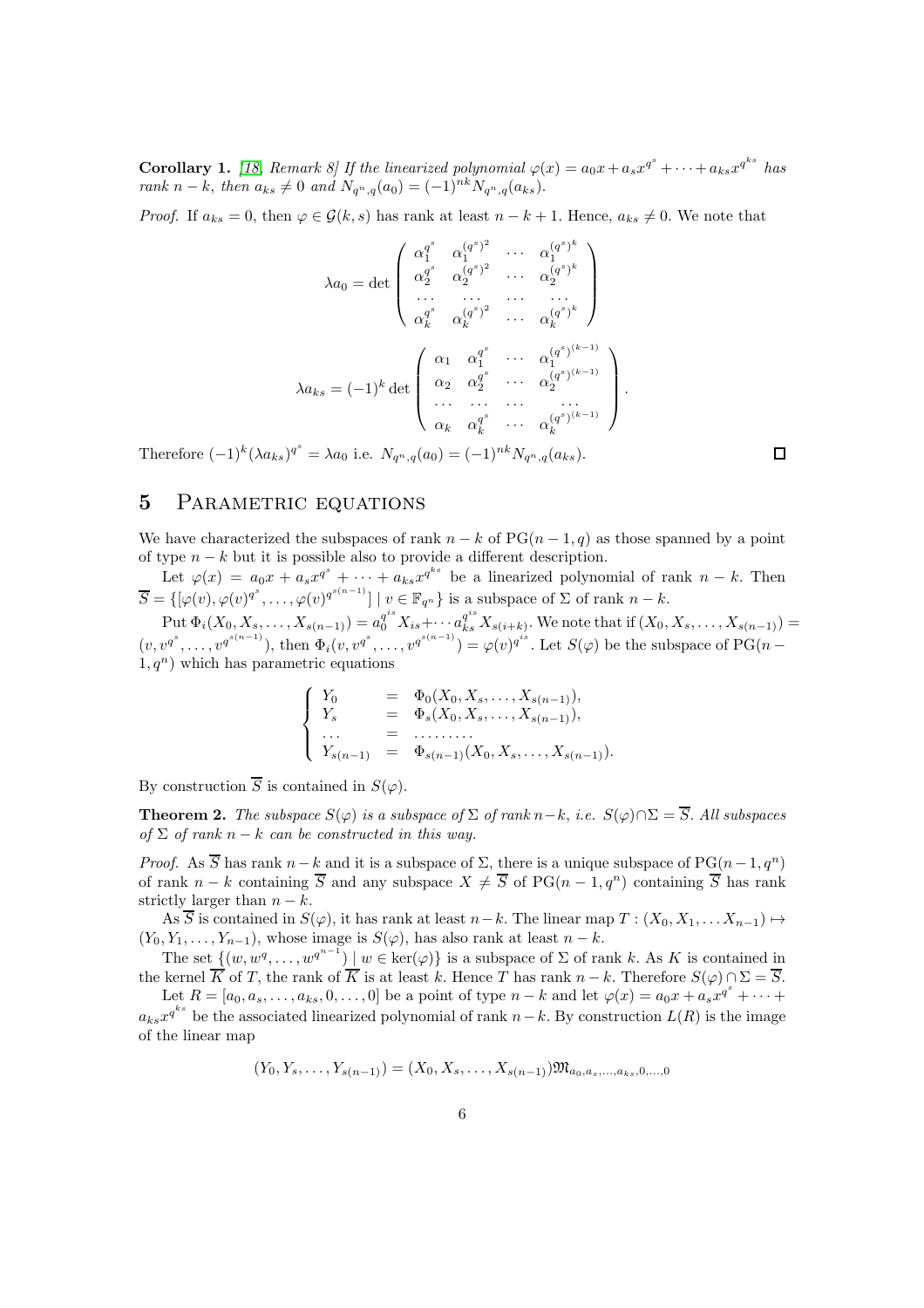**Corollary 1.** [18, Remark 8] *If the linearized polynomial $\varphi(x) = a_0x + a_sx^{q^s} + \cdots + a_{ks}x^{q^{ks}}$ has rank $n-k$, then $a_{ks} \neq 0$ and $N_{q^n,q}(a_0) = (-1)^{nk}N_{q^n,q}(a_{ks})$.*

*Proof.* If $a_{ks} = 0$, then $\varphi \in \mathcal{G}(k,s)$ has rank at least $n-k+1$. Hence, $a_{ks} \neq 0$. We note that

$$\lambda a_0 = \det \begin{pmatrix} \alpha_1^{q^s} & \alpha_1^{(q^s)^2} & \cdots & \alpha_1^{(q^s)^k} \\ \alpha_2^{q^s} & \alpha_2^{(q^s)^2} & \cdots & \alpha_2^{(q^s)^k} \\ \cdots & \cdots & \cdots & \cdots \\ \alpha_k^{q^s} & \alpha_k^{(q^s)^2} & \cdots & \alpha_k^{(q^s)^k} \end{pmatrix}$$

$$\lambda a_{ks} = (-1)^k \det \begin{pmatrix} \alpha_1 & \alpha_1^{q^s} & \cdots & \alpha_1^{(q^s)^{(k-1)}} \\ \alpha_2 & \alpha_2^{q^s} & \cdots & \alpha_2^{(q^s)^{(k-1)}} \\ \cdots & \cdots & \cdots & \cdots \\ \alpha_k & \alpha_k^{q^s} & \cdots & \alpha_k^{(q^s)^{(k-1)}} \end{pmatrix}.$$

Therefore $(-1)^k(\lambda a_{ks})^{q^s} = \lambda a_0$ i.e. $N_{q^n,q}(a_0) = (-1)^{nk}N_{q^n,q}(a_{ks})$. $\square$

## 5 Parametric equations

We have characterized the subspaces of rank $n-k$ of $\mathrm{PG}(n-1,q)$ as those spanned by a point of type $n-k$ but it is possible also to provide a different description.

Let $\varphi(x) = a_0x + a_sx^{q^s} + \cdots + a_{ks}x^{q^{ks}}$ be a linearized polynomial of rank $n-k$. Then $\overline{S} = \{[\varphi(v), \varphi(v)^{q^s}, \ldots, \varphi(v)^{q^{s(n-1)}}] \mid v \in \mathbb{F}_{q^n}\}$ is a subspace of $\Sigma$ of rank $n-k$.

Put $\Phi_i(X_0, X_s, \ldots, X_{s(n-1)}) = a_0^{q^{is}}X_{is} + \cdots a_{ks}^{q^{is}}X_{s(i+k)}$. We note that if $(X_0, X_s, \ldots, X_{s(n-1)}) = (v, v^{q^s}, \ldots, v^{q^{s(n-1)}})$, then $\Phi_i(v, v^{q^s}, \ldots, v^{q^{s(n-1)}}) = \varphi(v)^{q^{is}}$. Let $S(\varphi)$ be the subspace of $\mathrm{PG}(n-1, q^n)$ which has parametric equations

$$\begin{cases} Y_0 &= \Phi_0(X_0, X_s, \ldots, X_{s(n-1)}), \\ Y_s &= \Phi_s(X_0, X_s, \ldots, X_{s(n-1)}), \\ \ldots &= \ldots\ldots\ldots \\ Y_{s(n-1)} &= \Phi_{s(n-1)}(X_0, X_s, \ldots, X_{s(n-1)}). \end{cases}$$

By construction $\overline{S}$ is contained in $S(\varphi)$.

**Theorem 2.** *The subspace $S(\varphi)$ is a subspace of $\Sigma$ of rank $n-k$, i.e. $S(\varphi) \cap \Sigma = \overline{S}$. All subspaces of $\Sigma$ of rank $n-k$ can be constructed in this way.*

*Proof.* As $\overline{S}$ has rank $n-k$ and it is a subspace of $\Sigma$, there is a unique subspace of $\mathrm{PG}(n-1, q^n)$ of rank $n-k$ containing $\overline{S}$ and any subspace $X \neq \overline{S}$ of $\mathrm{PG}(n-1, q^n)$ containing $\overline{S}$ has rank strictly larger than $n-k$.

As $\overline{S}$ is contained in $S(\varphi)$, it has rank at least $n-k$. The linear map $T : (X_0, X_1, \ldots X_{n-1}) \mapsto (Y_0, Y_1, \ldots, Y_{n-1})$, whose image is $S(\varphi)$, has also rank at least $n-k$.

The set $\{(w, w^q, \ldots, w^{q^{n-1}}) \mid w \in \ker(\varphi)\}$ is a subspace of $\Sigma$ of rank $k$. As $K$ is contained in the kernel $\overline{K}$ of $T$, the rank of $\overline{K}$ is at least $k$. Hence $T$ has rank $n-k$. Therefore $S(\varphi) \cap \Sigma = \overline{S}$.

Let $R = [a_0, a_s, \ldots, a_{ks}, 0, \ldots, 0]$ be a point of type $n-k$ and let $\varphi(x) = a_0x + a_sx^{q^s} + \cdots + a_{ks}x^{q^{ks}}$ be the associated linearized polynomial of rank $n-k$. By construction $L(R)$ is the image of the linear map

$$(Y_0, Y_s, \ldots, Y_{s(n-1)}) = (X_0, X_s, \ldots, X_{s(n-1)})\mathfrak{M}_{a_0, a_s, \ldots, a_{ks}, 0, \ldots, 0}$$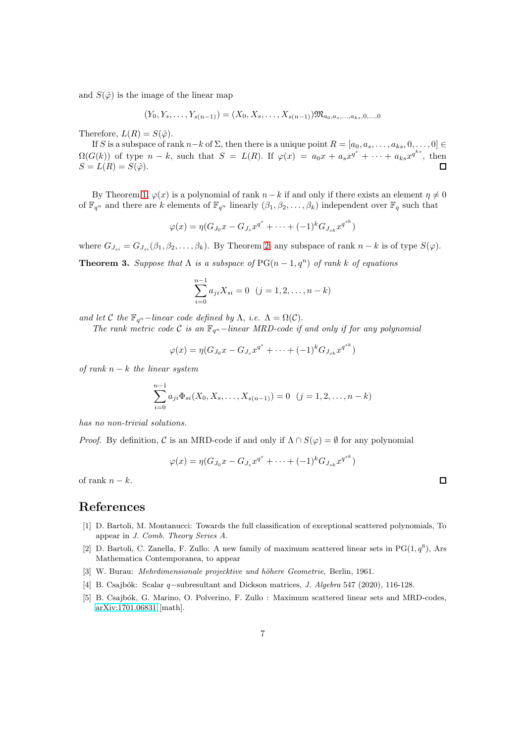and $S(\hat{\varphi})$ is the image of the linear map

$$(Y_0, Y_s, \ldots, Y_{s(n-1)}) = (X_0, X_s, \ldots, X_{s(n-1)})\mathfrak{M}_{a_0,a_s,\ldots,a_{ks},0,\ldots,0}$$

Therefore, $L(R) = S(\hat{\varphi})$.

If $S$ is a subspace of rank $n-k$ of $\Sigma$, then there is a unique point $R = [a_0, a_s, \ldots, a_{ks}, 0, \ldots, 0] \in \Omega(G(k))$ of type $n-k$, such that $S = L(R)$. If $\varphi(x) = a_0 x + a_s x^{q^s} + \cdots + a_{ks} x^{q^{ks}}$, then $S = L(R) = S(\hat{\varphi})$. ◻

By Theorem 1, $\varphi(x)$ is a polynomial of rank $n-k$ if and only if there exists an element $\eta \neq 0$ of $\mathbb{F}_{q^n}$ and there are $k$ elements of $\mathbb{F}_{q^n}$ linearly $(\beta_1, \beta_2, \ldots, \beta_k)$ independent over $\mathbb{F}_q$ such that

$$\varphi(x) = \eta(G_{J_0}x - G_{J_s}x^{q^s} + \cdots + (-1)^k G_{J_{sk}} x^{q^{sk}})$$

where $G_{J_{si}} = G_{J_{si}}(\beta_1, \beta_2, \ldots, \beta_k)$. By Theorem 2, any subspace of rank $n-k$ is of type $S(\varphi)$.

**Theorem 3.** *Suppose that $\Lambda$ is a subspace of $\mathrm{PG}(n-1, q^n)$ of rank $k$ of equations*

$$\sum_{i=0}^{n-1} a_{ji} X_{si} = 0 \quad (j = 1, 2, \ldots, n-k)$$

*and let $\mathcal{C}$ the $\mathbb{F}_{q^n}$−linear code defined by $\Lambda$, i.e. $\Lambda = \Omega(\mathcal{C})$.*

*The rank metric code $\mathcal{C}$ is an $\mathbb{F}_{q^n}$−linear MRD-code if and only if for any polynomial*

$$\varphi(x) = \eta(G_{J_0}x - G_{J_s}x^{q^s} + \cdots + (-1)^k G_{J_{sk}} x^{q^{sk}})$$

*of rank $n-k$ the linear system*

$$\sum_{i=0}^{n-1} a_{ji} \Phi_{si}(X_0, X_s, \ldots, X_{s(n-1)}) = 0 \quad (j = 1, 2, \ldots, n-k)$$

*has no non-trivial solutions.*

*Proof.* By definition, $\mathcal{C}$ is an MRD-code if and only if $\Lambda \cap S(\varphi) = \emptyset$ for any polynomial

$$\varphi(x) = \eta(G_{J_0}x - G_{J_s}x^{q^s} + \cdots + (-1)^k G_{J_{sk}} x^{q^{sk}})$$

of rank $n-k$. ◻

## References

[1] D. Bartoli, M. Montanucci: Towards the full classification of exceptional scattered polynomials, To appear in *J. Comb. Theory Series A*.

[2] D. Bartoli, C. Zanella, F. Zullo: A new family of maximum scattered linear sets in $\mathrm{PG}(1, q^6)$, Ars Mathematica Contemporanea, to appear

[3] W. Burau: *Mehrdimensionale projecktive und höhere Geometrie*, Berlin, 1961.

[4] B. Csajbók: Scalar $q$−subresultant and Dickson matrices, *J. Algebra* 547 (2020), 116-128.

[5] B. Csajbók, G. Marino, O. Polverino, F. Zullo : Maximum scattered linear sets and MRD-codes, arXiv:1701.06831 [math].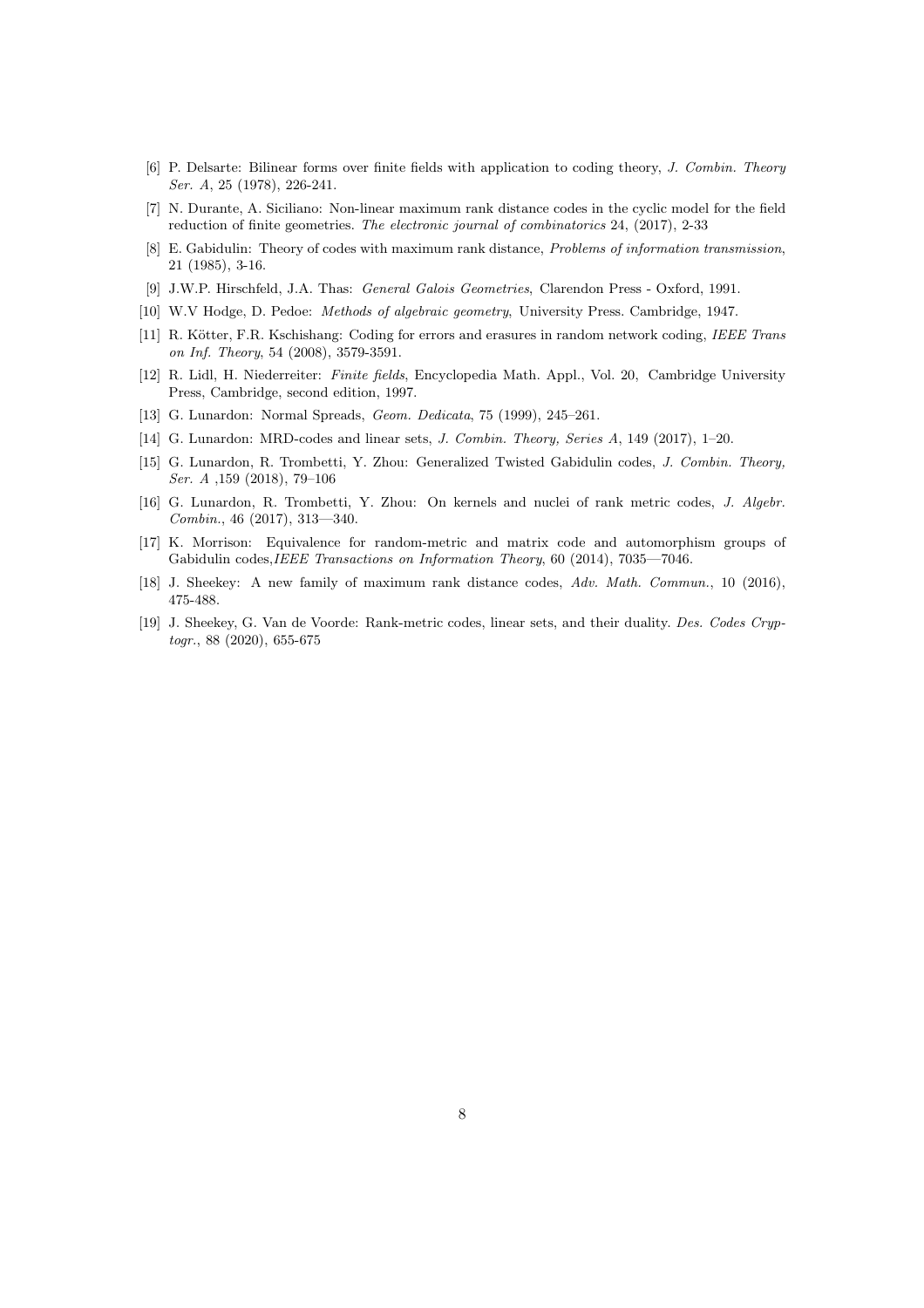[6] P. Delsarte: Bilinear forms over finite fields with application to coding theory, *J. Combin. Theory Ser. A*, 25 (1978), 226-241.

[7] N. Durante, A. Siciliano: Non-linear maximum rank distance codes in the cyclic model for the field reduction of finite geometries. *The electronic journal of combinatorics* 24, (2017), 2-33

[8] E. Gabidulin: Theory of codes with maximum rank distance, *Problems of information transmission*, 21 (1985), 3-16.

[9] J.W.P. Hirschfeld, J.A. Thas: *General Galois Geometries*, Clarendon Press - Oxford, 1991.

[10] W.V Hodge, D. Pedoe: *Methods of algebraic geometry*, University Press. Cambridge, 1947.

[11] R. Kötter, F.R. Kschishang: Coding for errors and erasures in random network coding, *IEEE Trans on Inf. Theory*, 54 (2008), 3579-3591.

[12] R. Lidl, H. Niederreiter: *Finite fields*, Encyclopedia Math. Appl., Vol. 20, Cambridge University Press, Cambridge, second edition, 1997.

[13] G. Lunardon: Normal Spreads, *Geom. Dedicata*, 75 (1999), 245–261.

[14] G. Lunardon: MRD-codes and linear sets, *J. Combin. Theory, Series A*, 149 (2017), 1–20.

[15] G. Lunardon, R. Trombetti, Y. Zhou: Generalized Twisted Gabidulin codes, *J. Combin. Theory, Ser. A* ,159 (2018), 79–106

[16] G. Lunardon, R. Trombetti, Y. Zhou: On kernels and nuclei of rank metric codes, *J. Algebr. Combin.*, 46 (2017), 313—340.

[17] K. Morrison: Equivalence for random-metric and matrix code and automorphism groups of Gabidulin codes,*IEEE Transactions on Information Theory*, 60 (2014), 7035—7046.

[18] J. Sheekey: A new family of maximum rank distance codes, *Adv. Math. Commun.*, 10 (2016), 475-488.

[19] J. Sheekey, G. Van de Voorde: Rank-metric codes, linear sets, and their duality. *Des. Codes Cryptogr.*, 88 (2020), 655-675